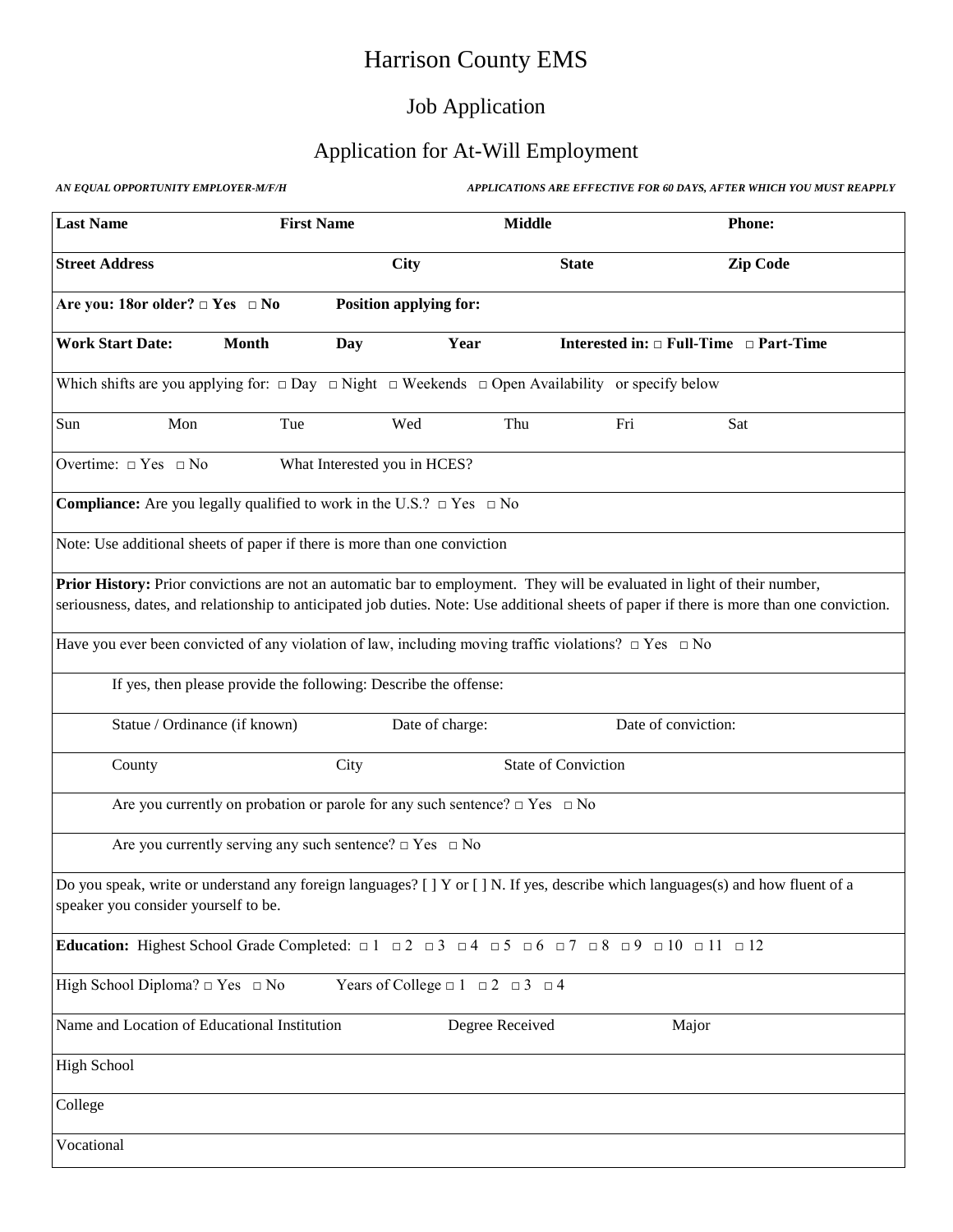# Harrison County EMS

## Job Application

## Application for At-Will Employment

***AN EQUAL OPPORTUNITY EMPLOYER-M/F/H*** ***APPLICATIONS ARE EFFECTIVE FOR 60 DAYS, AFTER WHICH YOU MUST REAPPLY***

| **Last Name** | **First Name** | **Middle** | **Phone:** |
|---|---|---|---|
| **Street Address** | **City** | **State** | **Zip Code** |

**Are you: 18or older?** □ **Yes** □ **No** **Position applying for:**

**Work Start Date:** **Month** **Day** **Year** **Interested in:** □ **Full-Time** □ **Part-Time**

Which shifts are you applying for: □ Day □ Night □ Weekends □ Open Availability or specify below

| Sun | Mon | Tue | Wed | Thu | Fri | Sat |
|---|---|---|---|---|---|---|
| | | | | | | |

Overtime: □ Yes □ No What Interested you in HCES?

**Compliance:** Are you legally qualified to work in the U.S.? □ Yes □ No

Note: Use additional sheets of paper if there is more than one conviction

**Prior History:** Prior convictions are not an automatic bar to employment. They will be evaluated in light of their number, seriousness, dates, and relationship to anticipated job duties. Note: Use additional sheets of paper if there is more than one conviction.

Have you ever been convicted of any violation of law, including moving traffic violations? □ Yes □ No

If yes, then please provide the following: Describe the offense:

Statue / Ordinance (if known) Date of charge: Date of conviction:

County City State of Conviction

Are you currently on probation or parole for any such sentence? □ Yes □ No

Are you currently serving any such sentence? □ Yes □ No

Do you speak, write or understand any foreign languages? [ ] Y or [ ] N. If yes, describe which languages(s) and how fluent of a speaker you consider yourself to be.

**Education:** Highest School Grade Completed: □ 1 □ 2 □ 3 □ 4 □ 5 □ 6 □ 7 □ 8 □ 9 □ 10 □ 11 □ 12

High School Diploma? □ Yes □ No Years of College □ 1 □ 2 □ 3 □ 4

| Name and Location of Educational Institution | Degree Received | Major |
|---|---|---|
| High School | | |
| College | | |
| Vocational | | |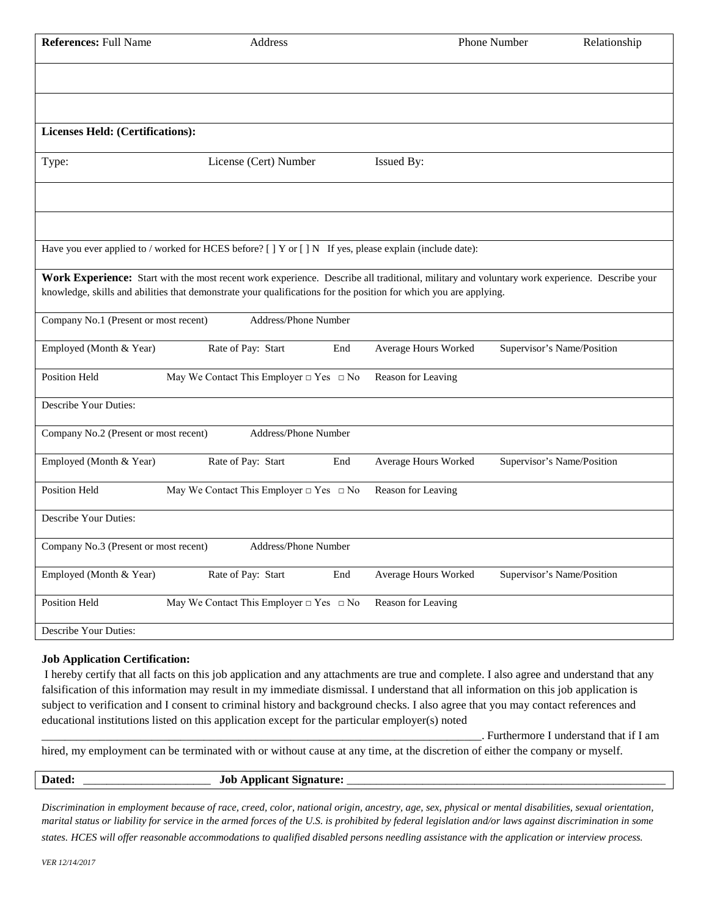| **References:** Full Name | Address | Phone Number | Relationship |
|---|---|---|---|
| | | | |
| | | | |

**Licenses Held: (Certifications):**

| Type: | License (Cert) Number | Issued By: |
|---|---|---|
| | | |
| | | |

Have you ever applied to / worked for HCES before? [ ] Y or [ ] N If yes, please explain (include date):

**Work Experience:** Start with the most recent work experience. Describe all traditional, military and voluntary work experience. Describe your knowledge, skills and abilities that demonstrate your qualifications for the position for which you are applying.

| Company No.1 (Present or most recent) | Address/Phone Number | | | |
|---|---|---|---|---|
| Employed (Month & Year) | Rate of Pay: Start | End | Average Hours Worked | Supervisor's Name/Position |
| Position Held | May We Contact This Employer □ Yes □ No | | Reason for Leaving | |
| Describe Your Duties: | | | | |

| Company No.2 (Present or most recent) | Address/Phone Number | | | |
|---|---|---|---|---|
| Employed (Month & Year) | Rate of Pay: Start | End | Average Hours Worked | Supervisor's Name/Position |
| Position Held | May We Contact This Employer □ Yes □ No | | Reason for Leaving | |
| Describe Your Duties: | | | | |

| Company No.3 (Present or most recent) | Address/Phone Number | | | |
|---|---|---|---|---|
| Employed (Month & Year) | Rate of Pay: Start | End | Average Hours Worked | Supervisor's Name/Position |
| Position Held | May We Contact This Employer □ Yes □ No | | Reason for Leaving | |
| Describe Your Duties: | | | | |

**Job Application Certification:**

I hereby certify that all facts on this job application and any attachments are true and complete. I also agree and understand that any falsification of this information may result in my immediate dismissal. I understand that all information on this job application is subject to verification and I consent to criminal history and background checks. I also agree that you may contact references and educational institutions listed on this application except for the particular employer(s) noted _______________________________________________________________________________. Furthermore I understand that if I am hired, my employment can be terminated with or without cause at any time, at the discretion of either the company or myself.

**Dated:** ______________________ **Job Applicant Signature:** ____________________________________________________________

*Discrimination in employment because of race, creed, color, national origin, ancestry, age, sex, physical or mental disabilities, sexual orientation, marital status or liability for service in the armed forces of the U.S. is prohibited by federal legislation and/or laws against discrimination in some states. HCES will offer reasonable accommodations to qualified disabled persons needling assistance with the application or interview process.*

*VER 12/14/2017*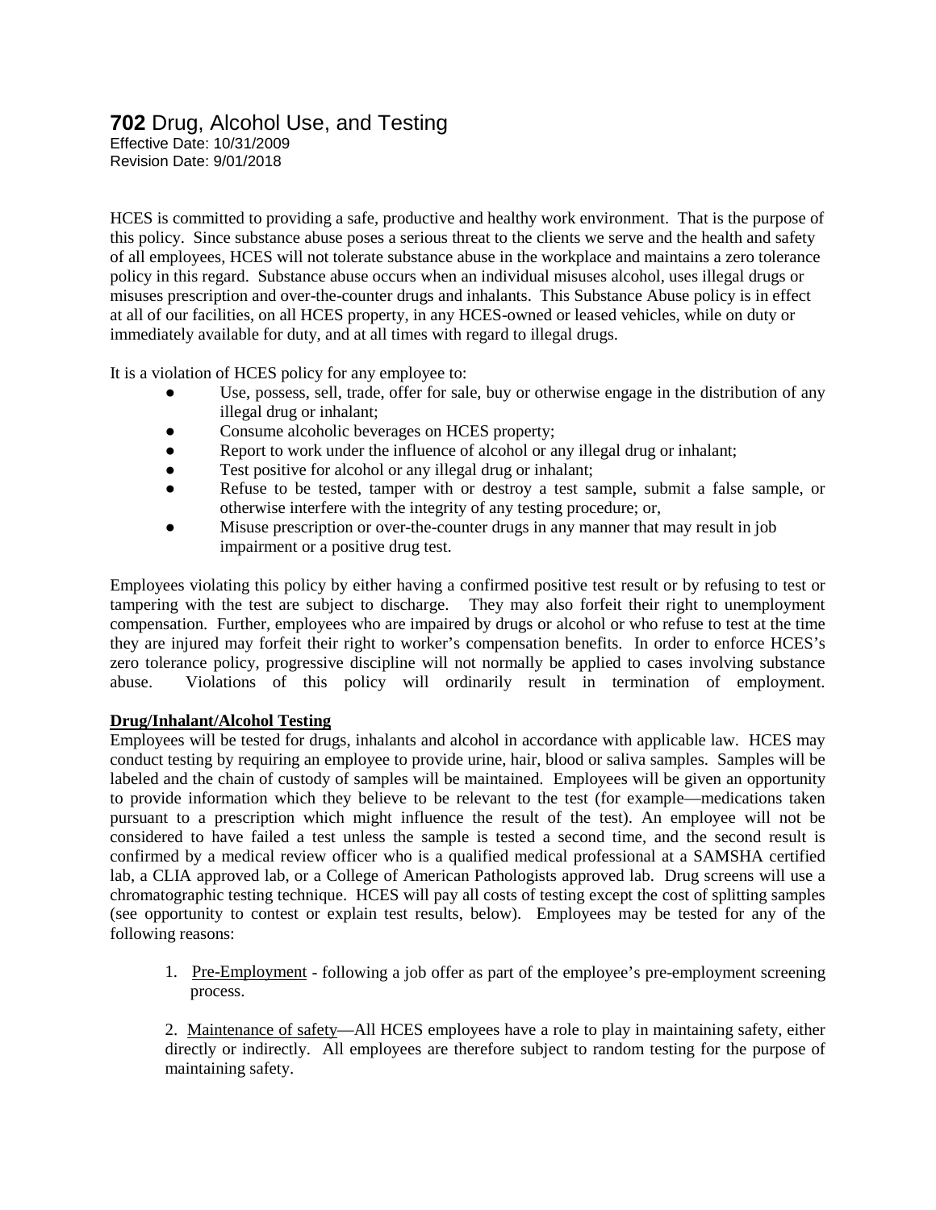# **702** Drug, Alcohol Use, and Testing

Effective Date: 10/31/2009
Revision Date: 9/01/2018

HCES is committed to providing a safe, productive and healthy work environment. That is the purpose of this policy. Since substance abuse poses a serious threat to the clients we serve and the health and safety of all employees, HCES will not tolerate substance abuse in the workplace and maintains a zero tolerance policy in this regard. Substance abuse occurs when an individual misuses alcohol, uses illegal drugs or misuses prescription and over-the-counter drugs and inhalants. This Substance Abuse policy is in effect at all of our facilities, on all HCES property, in any HCES-owned or leased vehicles, while on duty or immediately available for duty, and at all times with regard to illegal drugs.

It is a violation of HCES policy for any employee to:

- Use, possess, sell, trade, offer for sale, buy or otherwise engage in the distribution of any illegal drug or inhalant;
- Consume alcoholic beverages on HCES property;
- Report to work under the influence of alcohol or any illegal drug or inhalant;
- Test positive for alcohol or any illegal drug or inhalant;
- Refuse to be tested, tamper with or destroy a test sample, submit a false sample, or otherwise interfere with the integrity of any testing procedure; or,
- Misuse prescription or over-the-counter drugs in any manner that may result in job impairment or a positive drug test.

Employees violating this policy by either having a confirmed positive test result or by refusing to test or tampering with the test are subject to discharge. They may also forfeit their right to unemployment compensation. Further, employees who are impaired by drugs or alcohol or who refuse to test at the time they are injured may forfeit their right to worker's compensation benefits. In order to enforce HCES's zero tolerance policy, progressive discipline will not normally be applied to cases involving substance abuse. Violations of this policy will ordinarily result in termination of employment.

**Drug/Inhalant/Alcohol Testing**

Employees will be tested for drugs, inhalants and alcohol in accordance with applicable law. HCES may conduct testing by requiring an employee to provide urine, hair, blood or saliva samples. Samples will be labeled and the chain of custody of samples will be maintained. Employees will be given an opportunity to provide information which they believe to be relevant to the test (for example—medications taken pursuant to a prescription which might influence the result of the test). An employee will not be considered to have failed a test unless the sample is tested a second time, and the second result is confirmed by a medical review officer who is a qualified medical professional at a SAMSHA certified lab, a CLIA approved lab, or a College of American Pathologists approved lab. Drug screens will use a chromatographic testing technique. HCES will pay all costs of testing except the cost of splitting samples (see opportunity to contest or explain test results, below). Employees may be tested for any of the following reasons:

1. Pre-Employment - following a job offer as part of the employee's pre-employment screening process.

2. Maintenance of safety—All HCES employees have a role to play in maintaining safety, either directly or indirectly. All employees are therefore subject to random testing for the purpose of maintaining safety.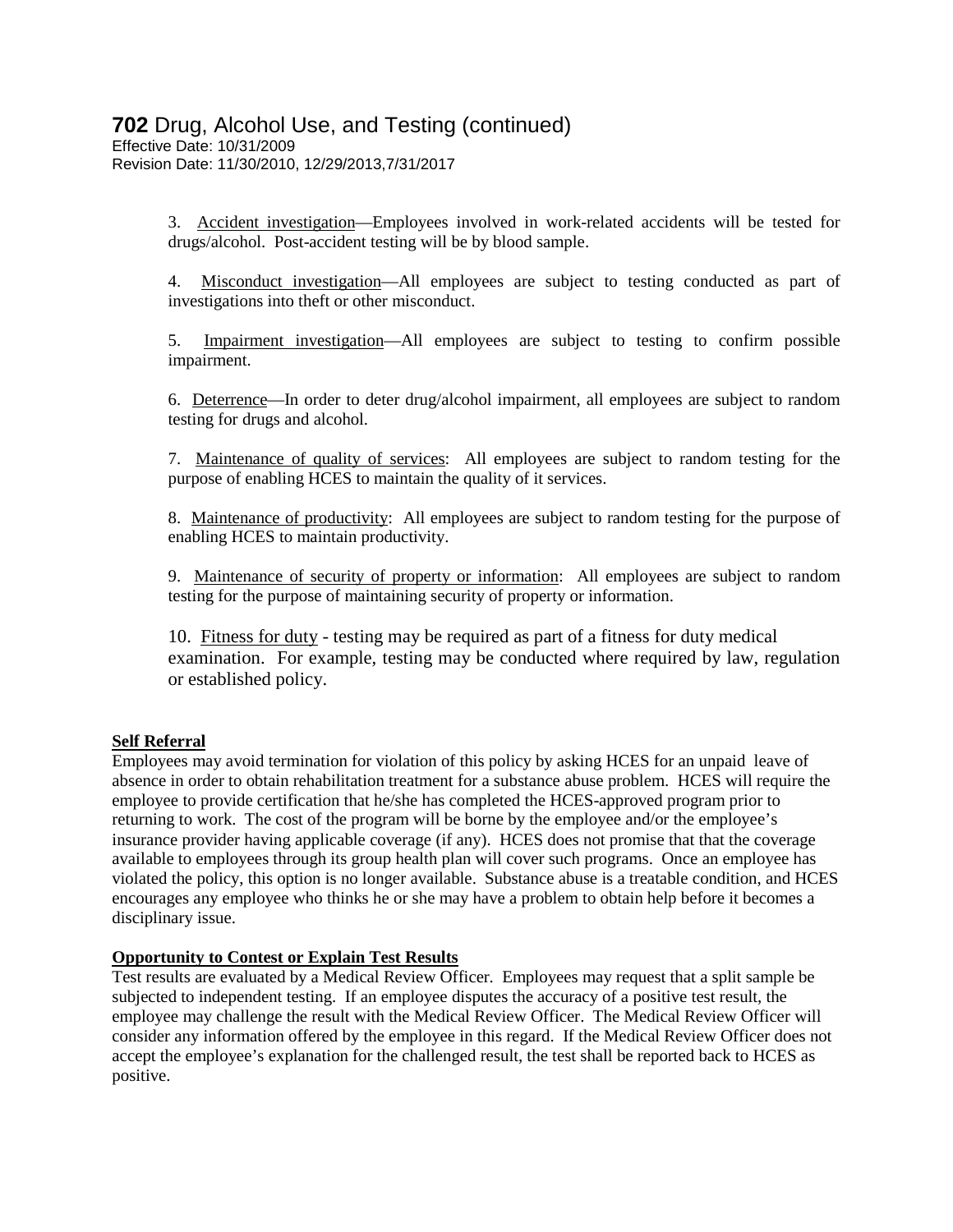## **702** Drug, Alcohol Use, and Testing (continued)

Effective Date: 10/31/2009
Revision Date: 11/30/2010, 12/29/2013,7/31/2017

3. Accident investigation—Employees involved in work-related accidents will be tested for drugs/alcohol. Post-accident testing will be by blood sample.

4. Misconduct investigation—All employees are subject to testing conducted as part of investigations into theft or other misconduct.

5. Impairment investigation—All employees are subject to testing to confirm possible impairment.

6. Deterrence—In order to deter drug/alcohol impairment, all employees are subject to random testing for drugs and alcohol.

7. Maintenance of quality of services: All employees are subject to random testing for the purpose of enabling HCES to maintain the quality of it services.

8. Maintenance of productivity: All employees are subject to random testing for the purpose of enabling HCES to maintain productivity.

9. Maintenance of security of property or information: All employees are subject to random testing for the purpose of maintaining security of property or information.

10. Fitness for duty - testing may be required as part of a fitness for duty medical examination. For example, testing may be conducted where required by law, regulation or established policy.

**Self Referral**

Employees may avoid termination for violation of this policy by asking HCES for an unpaid leave of absence in order to obtain rehabilitation treatment for a substance abuse problem. HCES will require the employee to provide certification that he/she has completed the HCES-approved program prior to returning to work. The cost of the program will be borne by the employee and/or the employee's insurance provider having applicable coverage (if any). HCES does not promise that that the coverage available to employees through its group health plan will cover such programs. Once an employee has violated the policy, this option is no longer available. Substance abuse is a treatable condition, and HCES encourages any employee who thinks he or she may have a problem to obtain help before it becomes a disciplinary issue.

**Opportunity to Contest or Explain Test Results**

Test results are evaluated by a Medical Review Officer. Employees may request that a split sample be subjected to independent testing. If an employee disputes the accuracy of a positive test result, the employee may challenge the result with the Medical Review Officer. The Medical Review Officer will consider any information offered by the employee in this regard. If the Medical Review Officer does not accept the employee's explanation for the challenged result, the test shall be reported back to HCES as positive.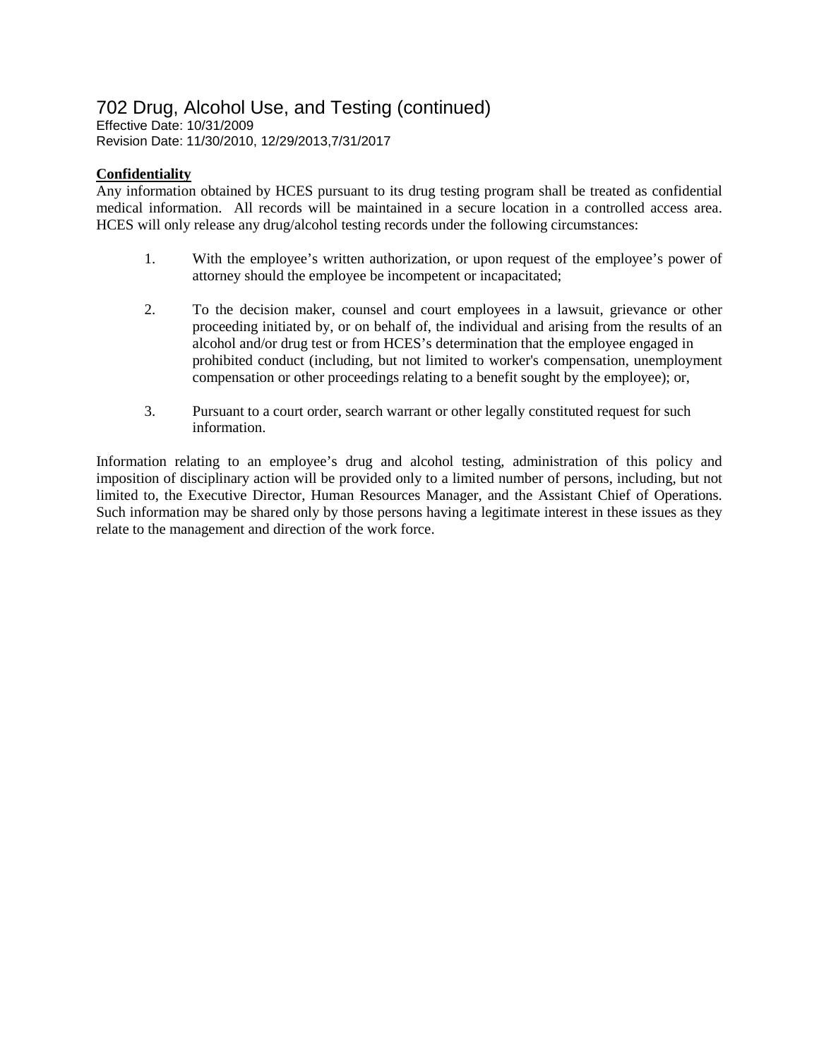# 702 Drug, Alcohol Use, and Testing (continued)

Effective Date: 10/31/2009
Revision Date: 11/30/2010, 12/29/2013,7/31/2017

**Confidentiality**

Any information obtained by HCES pursuant to its drug testing program shall be treated as confidential medical information. All records will be maintained in a secure location in a controlled access area. HCES will only release any drug/alcohol testing records under the following circumstances:

1. With the employee's written authorization, or upon request of the employee's power of attorney should the employee be incompetent or incapacitated;

2. To the decision maker, counsel and court employees in a lawsuit, grievance or other proceeding initiated by, or on behalf of, the individual and arising from the results of an alcohol and/or drug test or from HCES's determination that the employee engaged in prohibited conduct (including, but not limited to worker's compensation, unemployment compensation or other proceedings relating to a benefit sought by the employee); or,

3. Pursuant to a court order, search warrant or other legally constituted request for such information.

Information relating to an employee's drug and alcohol testing, administration of this policy and imposition of disciplinary action will be provided only to a limited number of persons, including, but not limited to, the Executive Director, Human Resources Manager, and the Assistant Chief of Operations. Such information may be shared only by those persons having a legitimate interest in these issues as they relate to the management and direction of the work force.